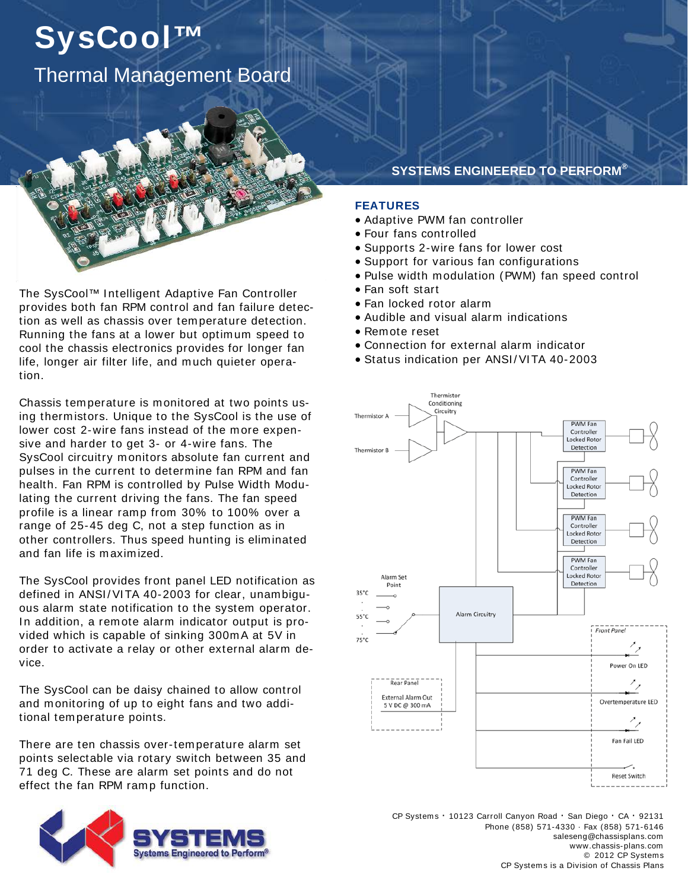# SysCool™

## Thermal Management Board

**SYSTEMS ENGINEERED TO PERFORM®**

The SysCool™ Intelligent Adaptive Fan Controller provides both fan RPM control and fan failure detection as well as chassis over temperature detection. Running the fans at a lower but optimum speed to cool the chassis electronics provides for longer fan life, longer air filter life, and much quieter operation.

Chassis temperature is monitored at two points using thermistors. Unique to the SysCool is the use of lower cost 2-wire fans instead of the more expensive and harder to get 3- or 4-wire fans. The SysCool circuitry monitors absolute fan current and pulses in the current to determine fan RPM and fan health. Fan RPM is controlled by Pulse Width Modulating the current driving the fans. The fan speed profile is a linear ramp from 30% to 100% over a range of 25-45 deg C, not a step function as in other controllers. Thus speed hunting is eliminated and fan life is maximized.

The SysCool provides front panel LED notification as defined in ANSI/VITA 40-2003 for clear, unambiguous alarm state notification to the system operator. In addition, a remote alarm indicator output is provided which is capable of sinking 300mA at 5V in order to activate a relay or other external alarm device.

The SysCool can be daisy chained to allow control and monitoring of up to eight fans and two additional temperature points.

There are ten chassis over-temperature alarm set points selectable via rotary switch between 35 and 71 deg C. These are alarm set points and do not effect the fan RPM ramp function.

### FEATURES

- Adaptive PWM fan controller
- Four fans controlled
- Supports 2-wire fans for lower cost
- Support for various fan configurations
- Pulse width modulation (PWM) fan speed control
- Fan soft start
- Fan locked rotor alarm
- Audible and visual alarm indications
- Remote reset
- Connection for external alarm indicator
- Status indication per ANSI/VITA 40-2003

CP Systems · 10123 Carroll Canyon Road · San Diego · CA · 92131
Phone (858) 571-4330 · Fax (858) 571-6146
saleseng@chassisplans.com
www.chassis-plans.com
© 2012 CP Systems
CP Systems is a Division of Chassis Plans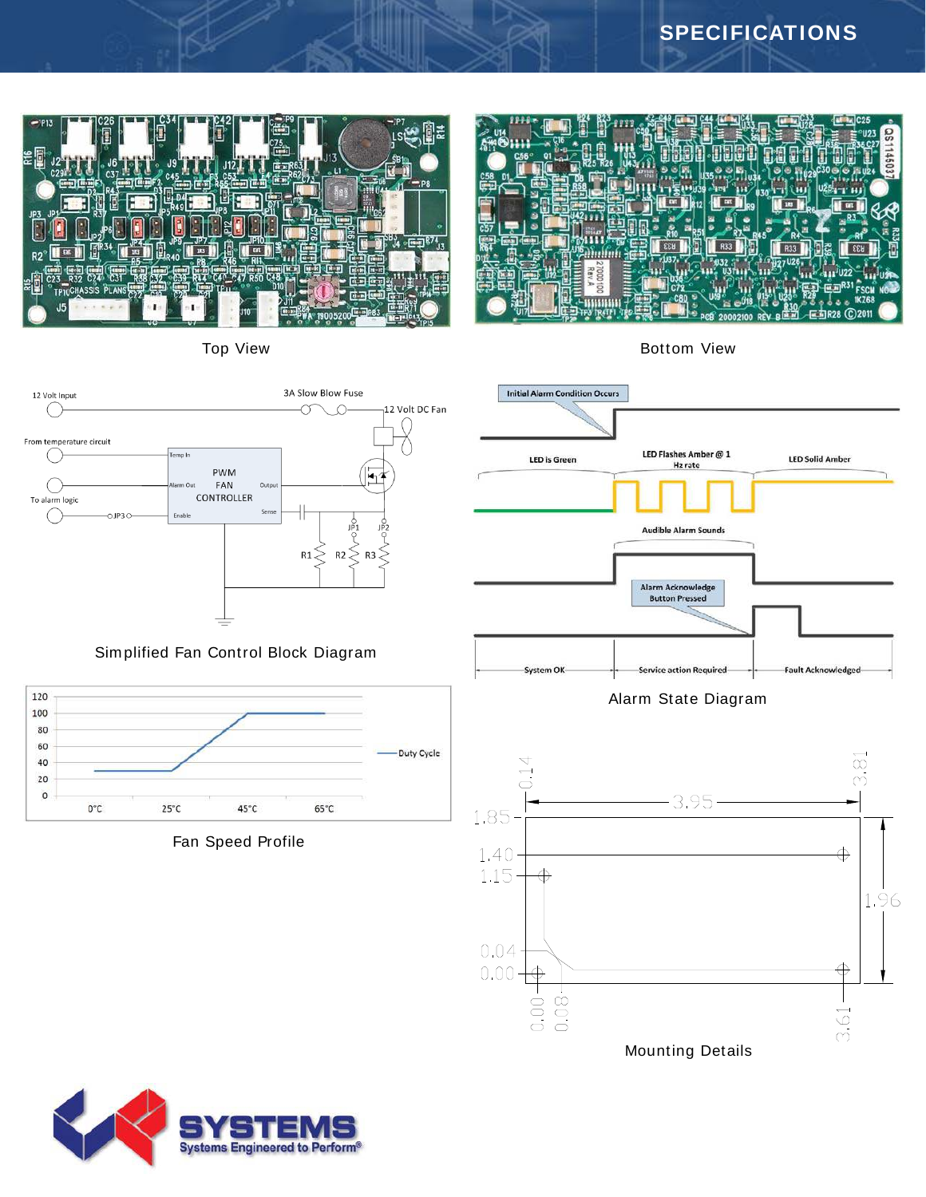# SPECIFICATIONS

Top View

Bottom View

12 Volt Input

3A Slow Blow Fuse

12 Volt DC Fan

From temperature circuit

Temp In

PWM FAN CONTROLLER

Alarm Out

Output

To alarm logic

JP3

Enable

Sense

JP1

JP2

R1

R2

R3

Simplified Fan Control Block Diagram

Initial Alarm Condition Occurs

LED is Green

LED Flashes Amber @ 1 Hz rate

LED Solid Amber

Audible Alarm Sounds

Alarm Acknowledge Button Pressed

System OK

Service action Required

Fault Acknowledged

Alarm State Diagram

120
100
80
60
40
20
0

0°C
25°C
45°C
65°C

Duty Cycle

Fan Speed Profile

0.14
3.81
3.95
1.85
1.40
1.15
1.96
0.04
0.00
0.00
0.08
3.61

Mounting Details

SYSTEMS

Systems Engineered to Perform®